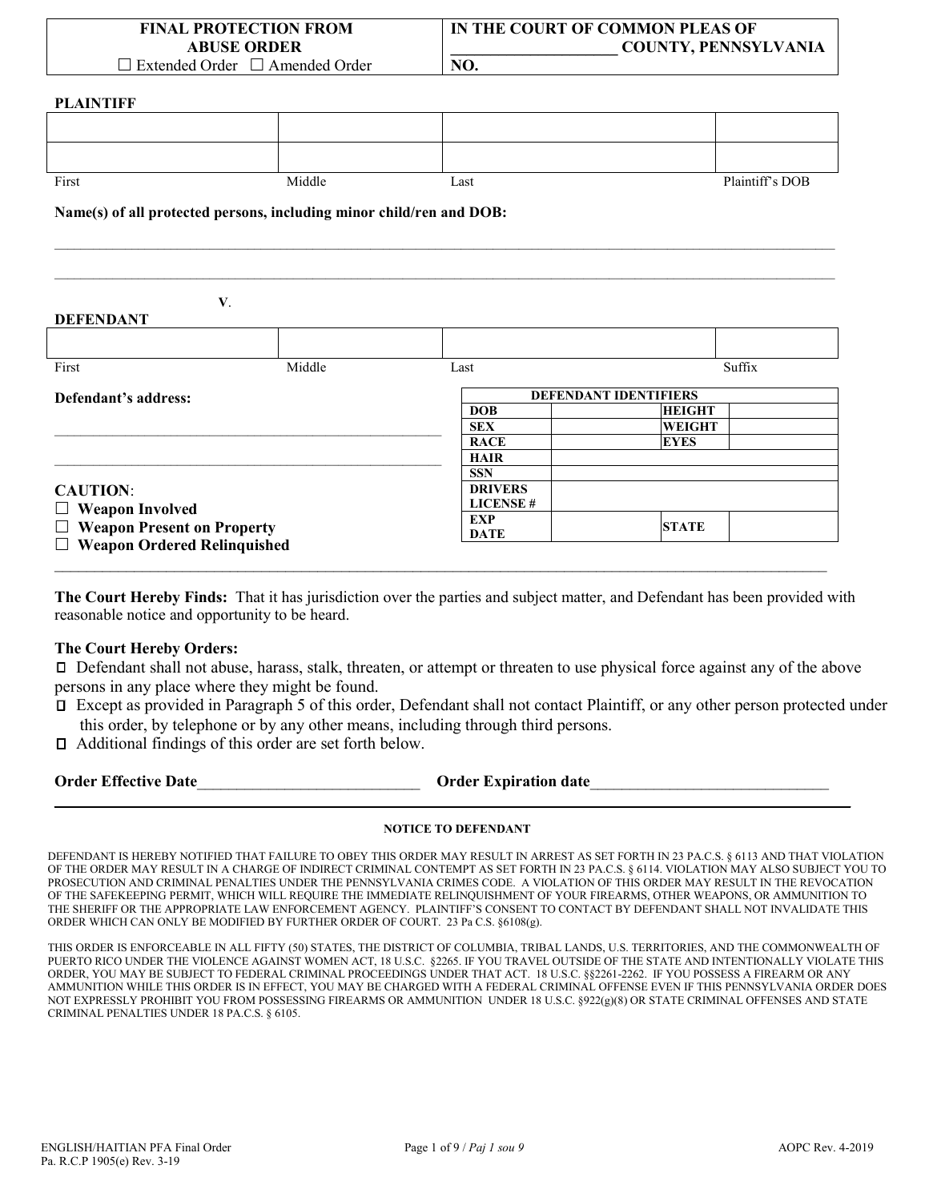| FINAL PROTECTION FROM ABUSE ORDER ☐ Extended Order ☐ Amended Order | IN THE COURT OF COMMON PLEAS OF \_\_\_\_\_\_\_\_\_\_\_\_\_\_\_\_\_\_\_\_ COUNTY, PENNSYLVANIA NO. |
|---|---|

**PLAINTIFF**

| | | | |
|---|---|---|---|
| | | | |
| | | | |
| First | Middle | Last | Plaintiff's DOB |

**Name(s) of all protected persons, including minor child/ren and DOB:**

\_\_\_\_\_\_\_\_\_\_\_\_\_\_\_\_\_\_\_\_\_\_\_\_\_\_\_\_\_\_\_\_\_\_\_\_\_\_\_\_\_\_\_\_\_\_\_\_\_\_\_\_\_\_\_\_\_\_\_\_\_\_\_\_\_\_\_\_\_\_\_\_

\_\_\_\_\_\_\_\_\_\_\_\_\_\_\_\_\_\_\_\_\_\_\_\_\_\_\_\_\_\_\_\_\_\_\_\_\_\_\_\_\_\_\_\_\_\_\_\_\_\_\_\_\_\_\_\_\_\_\_\_\_\_\_\_\_\_\_\_\_\_\_\_

**V**.

**DEFENDANT**

| | | | |
|---|---|---|---|
| | | | |
| First | Middle | Last | Suffix |

**Defendant's address:**

\_\_\_\_\_\_\_\_\_\_\_\_\_\_\_\_\_\_\_\_\_\_\_\_\_\_\_\_\_\_\_\_\_\_\_\_\_\_\_\_\_\_\_\_\_\_\_\_\_\_

\_\_\_\_\_\_\_\_\_\_\_\_\_\_\_\_\_\_\_\_\_\_\_\_\_\_\_\_\_\_\_\_\_\_\_\_\_\_\_\_\_\_\_\_\_\_\_\_\_\_

| DEFENDANT IDENTIFIERS | | | |
|---|---|---|---|
| **DOB** | | **HEIGHT** | |
| **SEX** | | **WEIGHT** | |
| **RACE** | | **EYES** | |
| **HAIR** | | | |
| **SSN** | | | |
| **DRIVERS LICENSE #** | | | |
| **EXP DATE** | | **STATE** | |

**CAUTION**:
- ☐ **Weapon Involved**
- ☐ **Weapon Present on Property**
- ☐ **Weapon Ordered Relinquished**

---

**The Court Hereby Finds:** That it has jurisdiction over the parties and subject matter, and Defendant has been provided with reasonable notice and opportunity to be heard.

**The Court Hereby Orders:**
- ☐ Defendant shall not abuse, harass, stalk, threaten, or attempt or threaten to use physical force against any of the above persons in any place where they might be found.
- ☐ Except as provided in Paragraph 5 of this order, Defendant shall not contact Plaintiff, or any other person protected under this order, by telephone or by any other means, including through third persons.
- ☐ Additional findings of this order are set forth below.

**Order Effective Date**\_\_\_\_\_\_\_\_\_\_\_\_\_\_\_\_\_\_\_\_\_\_\_\_\_\_\_\_ **Order Expiration date**\_\_\_\_\_\_\_\_\_\_\_\_\_\_\_\_\_\_\_\_\_\_\_\_\_\_\_\_\_\_

---

**NOTICE TO DEFENDANT**

DEFENDANT IS HEREBY NOTIFIED THAT FAILURE TO OBEY THIS ORDER MAY RESULT IN ARREST AS SET FORTH IN 23 PA.C.S. § 6113 AND THAT VIOLATION OF THE ORDER MAY RESULT IN A CHARGE OF INDIRECT CRIMINAL CONTEMPT AS SET FORTH IN 23 PA.C.S. § 6114. VIOLATION MAY ALSO SUBJECT YOU TO PROSECUTION AND CRIMINAL PENALTIES UNDER THE PENNSYLVANIA CRIMES CODE. A VIOLATION OF THIS ORDER MAY RESULT IN THE REVOCATION OF THE SAFEKEEPING PERMIT, WHICH WILL REQUIRE THE IMMEDIATE RELINQUISHMENT OF YOUR FIREARMS, OTHER WEAPONS, OR AMMUNITION TO THE SHERIFF OR THE APPROPRIATE LAW ENFORCEMENT AGENCY. PLAINTIFF'S CONSENT TO CONTACT BY DEFENDANT SHALL NOT INVALIDATE THIS ORDER WHICH CAN ONLY BE MODIFIED BY FURTHER ORDER OF COURT. 23 Pa C.S. §6108(g).

THIS ORDER IS ENFORCEABLE IN ALL FIFTY (50) STATES, THE DISTRICT OF COLUMBIA, TRIBAL LANDS, U.S. TERRITORIES, AND THE COMMONWEALTH OF PUERTO RICO UNDER THE VIOLENCE AGAINST WOMEN ACT, 18 U.S.C. §2265. IF YOU TRAVEL OUTSIDE OF THE STATE AND INTENTIONALLY VIOLATE THIS ORDER, YOU MAY BE SUBJECT TO FEDERAL CRIMINAL PROCEEDINGS UNDER THAT ACT. 18 U.S.C. §§2261-2262. IF YOU POSSESS A FIREARM OR ANY AMMUNITION WHILE THIS ORDER IS IN EFFECT, YOU MAY BE CHARGED WITH A FEDERAL CRIMINAL OFFENSE EVEN IF THIS PENNSYLVANIA ORDER DOES NOT EXPRESSLY PROHIBIT YOU FROM POSSESSING FIREARMS OR AMMUNITION UNDER 18 U.S.C. §922(g)(8) OR STATE CRIMINAL OFFENSES AND STATE CRIMINAL PENALTIES UNDER 18 PA.C.S. § 6105.

ENGLISH/HAITIAN PFA Final Order
Pa. R.C.P 1905(e) Rev. 3-19

AOPC Rev. 4-2019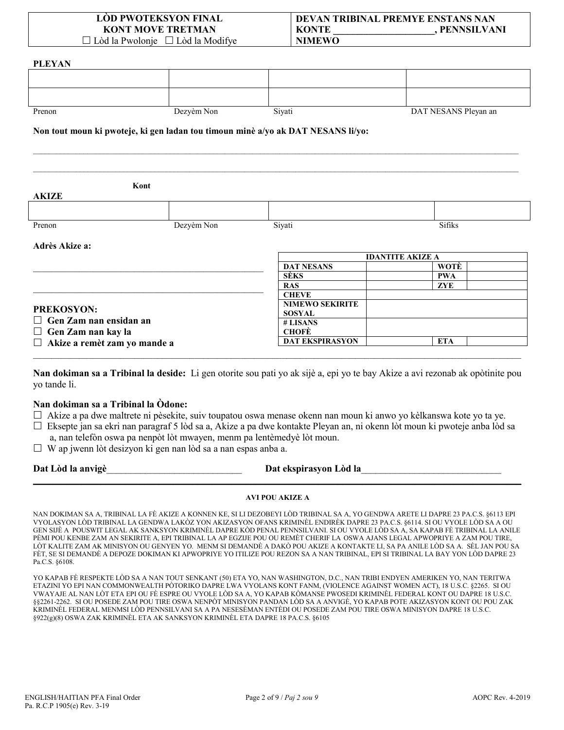| LÒD PWOTEKSYON FINAL KONT MOVE TRETMAN ☐ Lòd la Pwolonje ☐ Lòd la Modifye | DEVAN TRIBINAL PREMYE ENSTANS NAN KONTE ____________________, PENNSILVANI NIMEWO |
|---|---|

**PLEYAN**

| Prenon | Dezyèm Non | Siyati | DAT NESANS Pleyan an |
|---|---|---|---|
| | | | |
| | | | |

**Non tout moun ki pwoteje, ki gen ladan tou timoun minè a/yo ak DAT NESANS li/yo:**

______________________________________________________________________________________________

______________________________________________________________________________________________

**Kont**

**AKIZE**

| Prenon | Dezyèm Non | Siyati | Sifiks |
|---|---|---|---|
| | | | |

**Adrès Akize a:**

______________________________________________________

______________________________________________________

| IDANTITE AKIZE A | | | |
|---|---|---|---|
| DAT NESANS | | WOTÈ | |
| SÈKS | | PWA | |
| RAS | | ZYE | |
| CHEVE | | | |
| NIMEWO SEKIRITE SOSYAL | | | |
| # LISANS CHOFÈ | | | |
| DAT EKSPIRASYON | | ETA | |

**PREKOSYON:**

- ☐ **Gen Zam nan ensidan an**
- ☐ **Gen Zam nan kay la**
- ☐ **Akize a remèt zam yo mande a**

**Nan dokiman sa a Tribinal la deside:** Li gen otorite sou pati yo ak sijè a, epi yo te bay Akize a avi rezonab ak opòtinite pou yo tande li.

**Nan dokiman sa a Tribinal la Òdone:**

- ☐ Akize a pa dwe maltrete ni pèsekite, suiv toupatou oswa menase okenn nan moun ki anwo yo kèlkanswa kote yo ta ye.
- ☐ Eksepte jan sa ekri nan paragraf 5 lòd sa a, Akize a pa dwe kontakte Pleyan an, ni okenn lòt moun ki pwoteje anba lòd sa a, nan telefòn oswa pa nenpòt lòt mwayen, menm pa lentèmedyè lòt moun.
- ☐ W ap jwenn lòt desizyon ki gen nan lòd sa a nan espas anba a.

**Dat Lòd la anvigè**____________________________ **Dat ekspirasyon Lòd la**_____________________________

---

**AVI POU AKIZE A**

NAN DOKIMAN SA A, TRIBINAL LA FÈ AKIZE A KONNEN KE, SI LI DEZOBEYI LÒD TRIBINAL SA A, YO GENDWA ARETE LI DAPRE 23 PA.C.S. §6113 EPI VYOLASYON LÒD TRIBINAL LA GENDWA LAKÒZ YON AKIZASYON OFANS KRIMINÈL ENDIRÈK DAPRE 23 PA.C.S. §6114. SI OU VYOLE LÒD SA A OU GEN SIJÈ A POUSWIT LEGAL AK SANKSYON KRIMINÈL DAPRE KÒD PENAL PENNSILVANI. SI OU VYOLE LÒD SA A, SA KAPAB FÈ TRIBINAL LA ANILE PÈMI POU KENBE ZAM AN SEKIRITE A, EPI TRIBINAL LA AP EGZIJE POU OU REMÈT CHERIF LA OSWA AJANS LEGAL APWOPRIYE A ZAM POU TIRE, LÒT KALITE ZAM AK MINISYON OU GENYEN YO. MENM SI DEMANDÈ A DAKÒ POU AKIZE A KONTAKTE LI, SA PA ANILE LÒD SA A. SÈL JAN POU SA FÈT, SE SI DEMANDÈ A DEPOZE DOKIMAN KI APWOPRIYE YO ITILIZE POU REZON SA A NAN TRIBINAL, EPI SI TRIBINAL LA BAY YON LÒD DAPRE 23 Pa.C.S. §6108.

YO KAPAB FÈ RESPEKTE LÒD SA A NAN TOUT SENKANT (50) ETA YO, NAN WASHINGTON, D.C., NAN TRIBI ENDYEN AMERIKEN YO, NAN TERITWA ETAZINI YO EPI NAN COMMONWEALTH PÒTORIKO DAPRE LWA VYOLANS KONT FANM, (VIOLENCE AGAINST WOMEN ACT), 18 U.S.C. §2265. SI OU VWAYAJE AL NAN LÒT ETA EPI OU FÈ ESPRE OU VYOLE LÒD SA A, YO KAPAB KÒMANSE PWOSEDI KRIMINÈL FEDERAL KONT OU DAPRE 18 U.S.C. §§2261-2262. SI OU POSEDE ZAM POU TIRE OSWA NENPÒT MINISYON PANDAN LÒD SA A ANVIGÈ, YO KAPAB POTE AKIZASYON KONT OU POU ZAK KRIMINÈL FEDERAL MENMSI LÒD PENNSILVANI SA A PA NESESÈMAN ENTÈDI OU POSEDE ZAM POU TIRE OSWA MINISYON DAPRE 18 U.S.C. §922(g)(8) OSWA ZAK KRIMINÈL ETA AK SANKSYON KRIMINÈL ETA DAPRE 18 PA.C.S. §6105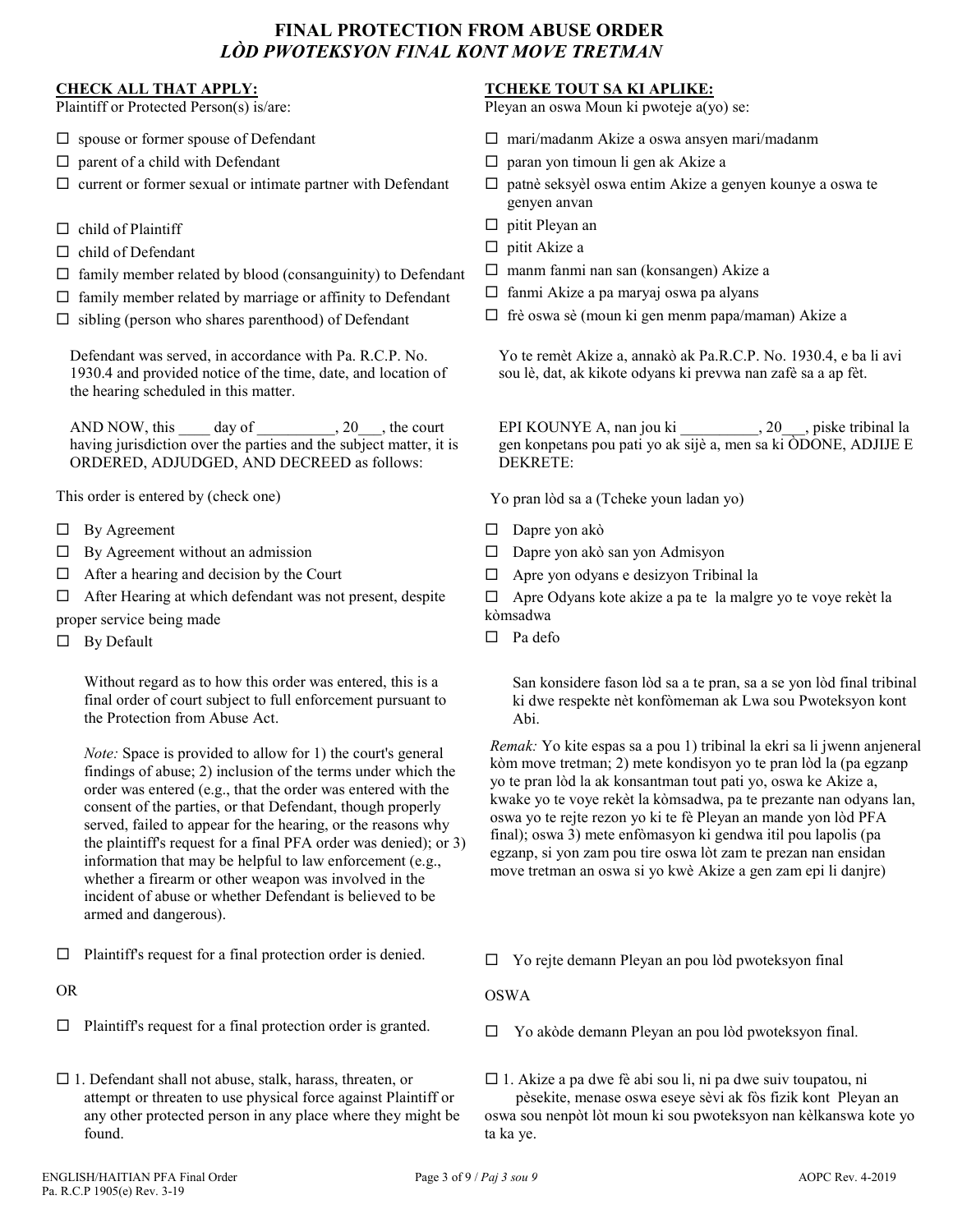# FINAL PROTECTION FROM ABUSE ORDER
## *LÒD PWOTEKSYON FINAL KONT MOVE TRETMAN*

**CHECK ALL THAT APPLY:**
Plaintiff or Protected Person(s) is/are:

- ☐ spouse or former spouse of Defendant
- ☐ parent of a child with Defendant
- ☐ current or former sexual or intimate partner with Defendant
- ☐ child of Plaintiff
- ☐ child of Defendant
- ☐ family member related by blood (consanguinity) to Defendant
- ☐ family member related by marriage or affinity to Defendant
- ☐ sibling (person who shares parenthood) of Defendant

**TCHEKE TOUT SA KI APLIKE:**
Pleyan an oswa Moun ki pwoteje a(yo) se:

- ☐ mari/madanm Akize a oswa ansyen mari/madanm
- ☐ paran yon timoun li gen ak Akize a
- ☐ patnè seksyèl oswa entim Akize a genyen kounye a oswa te genyen anvan
- ☐ pitit Pleyan an
- ☐ pitit Akize a
- ☐ manm fanmi nan san (konsangen) Akize a
- ☐ fanmi Akize a pa maryaj oswa pa alyans
- ☐ frè oswa sè (moun ki gen menm papa/maman) Akize a

Defendant was served, in accordance with Pa. R.C.P. No. 1930.4 and provided notice of the time, date, and location of the hearing scheduled in this matter.

Yo te remèt Akize a, annakò ak Pa.R.C.P. No. 1930.4, e ba li avi sou lè, dat, ak kikote odyans ki prevwa nan zafè sa a ap fèt.

AND NOW, this ____ day of __________, 20___, the court having jurisdiction over the parties and the subject matter, it is ORDERED, ADJUDGED, AND DECREED as follows:

EPI KOUNYE A, nan jou ki __________, 20___, piske tribinal la gen konpetans pou pati yo ak sijè a, men sa ki ÒDONE, ADJIJE E DEKRETE:

This order is entered by (check one)

- ☐ By Agreement
- ☐ By Agreement without an admission
- ☐ After a hearing and decision by the Court
- ☐ After Hearing at which defendant was not present, despite proper service being made
- ☐ By Default

Yo pran lòd sa a (Tcheke youn ladan yo)

- ☐ Dapre yon akò
- ☐ Dapre yon akò san yon Admisyon
- ☐ Apre yon odyans e desizyon Tribinal la
- ☐ Apre Odyans kote akize a pa te la malgre yo te voye rekèt la kòmsadwa
- ☐ Pa defo

Without regard as to how this order was entered, this is a final order of court subject to full enforcement pursuant to the Protection from Abuse Act.

San konsidere fason lòd sa a te pran, sa a se yon lòd final tribinal ki dwe respekte nèt konfòmeman ak Lwa sou Pwoteksyon kont Abi.

*Note:* Space is provided to allow for 1) the court's general findings of abuse; 2) inclusion of the terms under which the order was entered (e.g., that the order was entered with the consent of the parties, or that Defendant, though properly served, failed to appear for the hearing, or the reasons why the plaintiff's request for a final PFA order was denied); or 3) information that may be helpful to law enforcement (e.g., whether a firearm or other weapon was involved in the incident of abuse or whether Defendant is believed to be armed and dangerous).

*Remak:* Yo kite espas sa a pou 1) tribinal la ekri sa li jwenn anjeneral kòm move tretman; 2) mete kondisyon yo te pran lòd la (pa egzanp yo te pran lòd la ak konsantman tout pati yo, oswa ke Akize a, kwake yo te voye rekèt la kòmsadwa, pa te prezante nan odyans lan, oswa yo te rejte rezon yo ki te fè Pleyan an mande yon lòd PFA final); oswa 3) mete enfòmasyon ki gendwa itil pou lapolis (pa egzanp, si yon zam pou tire oswa lòt zam te prezan nan ensidan move tretman an oswa si yo kwè Akize a gen zam epi li danjre)

☐ Plaintiff's request for a final protection order is denied.

OR

☐ Plaintiff's request for a final protection order is granted.

☐ Yo rejte demann Pleyan an pou lòd pwoteksyon final

OSWA

☐ Yo akòde demann Pleyan an pou lòd pwoteksyon final.

☐ 1. Defendant shall not abuse, stalk, harass, threaten, or attempt or threaten to use physical force against Plaintiff or any other protected person in any place where they might be found.

☐ 1. Akize a pa dwe fè abi sou li, ni pa dwe suiv toupatou, ni pèsekite, menase oswa eseye sèvi ak fòs fizik kont Pleyan an oswa sou nenpòt lòt moun ki sou pwoteksyon nan kèlkanswa kote yo ta ka ye.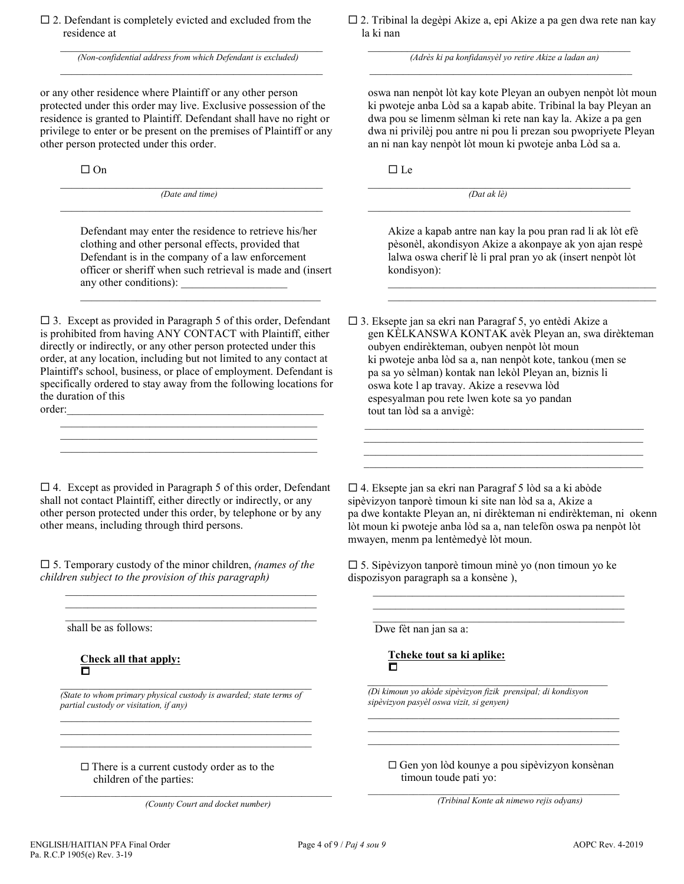☐ 2. Defendant is completely evicted and excluded from the residence at

_______________________________________________
*(Non-confidential address from which Defendant is excluded)*
_______________________________________________

or any other residence where Plaintiff or any other person protected under this order may live. Exclusive possession of the residence is granted to Plaintiff. Defendant shall have no right or privilege to enter or be present on the premises of Plaintiff or any other person protected under this order.

☐ On

_______________________________________________
*(Date and time)*
_______________________________________________

Defendant may enter the residence to retrieve his/her clothing and other personal effects, provided that Defendant is in the company of a law enforcement officer or sheriff when such retrieval is made and (insert any other conditions): ___________________
_______________________________________________

☐ 3. Except as provided in Paragraph 5 of this order, Defendant is prohibited from having ANY CONTACT with Plaintiff, either directly or indirectly, or any other person protected under this order, at any location, including but not limited to any contact at Plaintiff's school, business, or place of employment. Defendant is specifically ordered to stay away from the following locations for the duration of this order:_______________________________________________
_______________________________________________
_______________________________________________
_______________________________________________

☐ 4. Except as provided in Paragraph 5 of this order, Defendant shall not contact Plaintiff, either directly or indirectly, or any other person protected under this order, by telephone or by any other means, including through third persons.

☐ 5. Temporary custody of the minor children, *(names of the children subject to the provision of this paragraph)*

_______________________________________________
_______________________________________________
_______________________________________________

shall be as follows:

**Check all that apply:**
☐

_______________________________________________
*(State to whom primary physical custody is awarded; state terms of partial custody or visitation, if any)*
_______________________________________________
_______________________________________________
_______________________________________________

☐ There is a current custody order as to the children of the parties:

_______________________________________________
*(County Court and docket number)*

☐ 2. Tribinal la degèpi Akize a, epi Akize a pa gen dwa rete nan kay la ki nan

_______________________________________________
*(Adrès ki pa konfidansyèl yo retire Akize a ladan an)*
_______________________________________________

oswa nan nenpòt lòt kay kote Pleyan an oubyen nenpòt lòt moun ki pwoteje anba Lòd sa a kapab abite. Tribinal la bay Pleyan an dwa pou se limenm sèlman ki rete nan kay la. Akize a pa gen dwa ni privilèj pou antre ni pou li prezan sou pwopriyete Pleyan an ni nan kay nenpòt lòt moun ki pwoteje anba Lòd sa a.

☐ Le

_______________________________________________
*(Dat ak lè)*
_______________________________________________

Akize a kapab antre nan kay la pou pran rad li ak lòt efè pèsonèl, akondisyon Akize a akonpaye ak yon ajan respè lalwa oswa cherif lè li pral pran yo ak (insert nenpòt lòt kondisyon):

_______________________________________________
_______________________________________________

☐ 3. Eksepte jan sa ekri nan Paragraf 5, yo entèdi Akize a gen KÈLKANSWA KONTAK avèk Pleyan an, swa dirèkteman oubyen endirèkteman, oubyen nenpòt lòt moun ki pwoteje anba lòd sa a, nan nenpòt kote, tankou (men se pa sa yo sèlman) kontak nan lekòl Pleyan an, biznis li oswa kote l ap travay. Akize a resevwa lòd espesyalman pou rete lwen kote sa yo pandan tout tan lòd sa a anvigè:

_______________________________________________
_______________________________________________
_______________________________________________
_______________________________________________

☐ 4. Eksepte jan sa ekri nan Paragraf 5 lòd sa a ki abòde sipèvizyon tanporè timoun ki site nan lòd sa a, Akize a pa dwe kontakte Pleyan an, ni dirèkteman ni endirèkteman, ni okenn lòt moun ki pwoteje anba lòd sa a, nan telefòn oswa pa nenpòt lòt mwayen, menm pa lentèmedyè lòt moun.

☐ 5. Sipèvizyon tanporè timoun minè yo (non timoun yo ke dispozisyon paragraph sa a konsène ),

_______________________________________________
_______________________________________________
_______________________________________________

Dwe fèt nan jan sa a:

**Tcheke tout sa ki aplike:**
☐

_______________________________________________
*(Di kimoun yo akòde sipèvizyon fizik prensipal; di kondisyon sipèvizyon pasyèl oswa vizit, si genyen)*
_______________________________________________
_______________________________________________
_______________________________________________

☐ Gen yon lòd kounye a pou sipèvizyon konsènan timoun toude pati yo:

_______________________________________________
*(Tribinal Konte ak nimewo rejis odyans)*

ENGLISH/HAITIAN PFA Final Order
Pa. R.C.P 1905(e) Rev. 3-19

AOPC Rev. 4-2019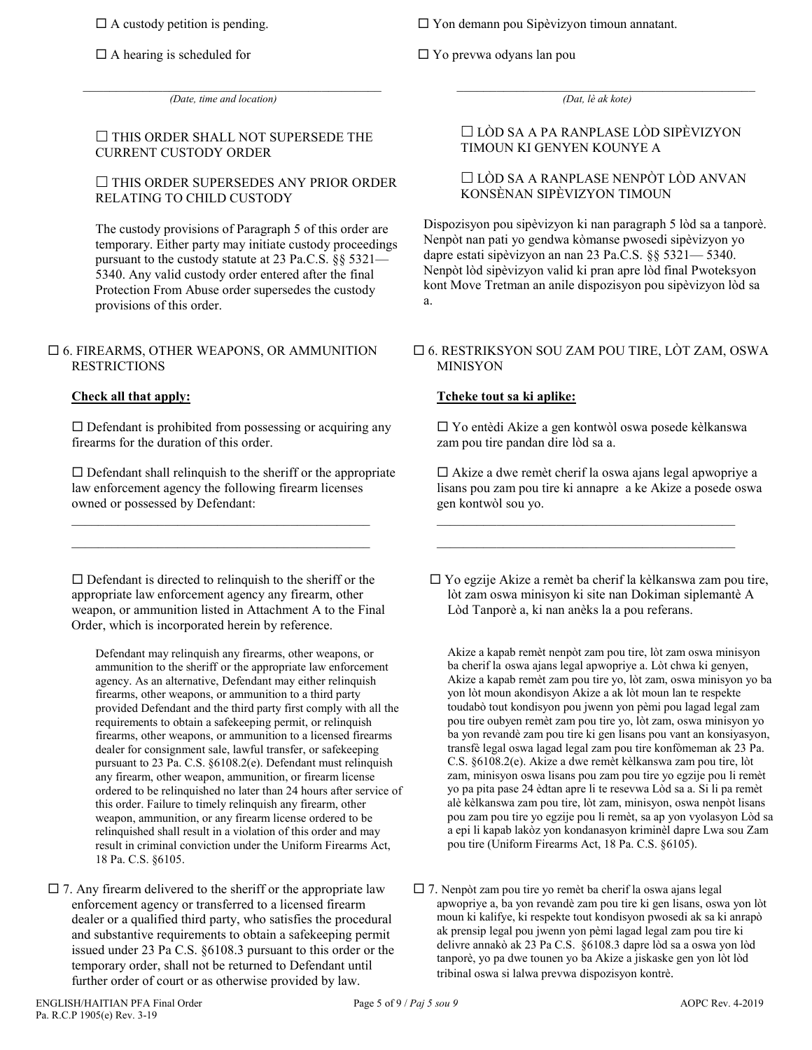☐ A custody petition is pending.

☐ A hearing is scheduled for

_______________________________________________
*(Date, time and location)*

☐ THIS ORDER SHALL NOT SUPERSEDE THE CURRENT CUSTODY ORDER

☐ THIS ORDER SUPERSEDES ANY PRIOR ORDER RELATING TO CHILD CUSTODY

The custody provisions of Paragraph 5 of this order are temporary. Either party may initiate custody proceedings pursuant to the custody statute at 23 Pa.C.S. §§ 5321— 5340. Any valid custody order entered after the final Protection From Abuse order supersedes the custody provisions of this order.

☐ 6. FIREARMS, OTHER WEAPONS, OR AMMUNITION RESTRICTIONS

**Check all that apply:**

☐ Defendant is prohibited from possessing or acquiring any firearms for the duration of this order.

☐ Defendant shall relinquish to the sheriff or the appropriate law enforcement agency the following firearm licenses owned or possessed by Defendant:

_______________________________________________

_______________________________________________

☐ Defendant is directed to relinquish to the sheriff or the appropriate law enforcement agency any firearm, other weapon, or ammunition listed in Attachment A to the Final Order, which is incorporated herein by reference.

Defendant may relinquish any firearms, other weapons, or ammunition to the sheriff or the appropriate law enforcement agency. As an alternative, Defendant may either relinquish firearms, other weapons, or ammunition to a third party provided Defendant and the third party first comply with all the requirements to obtain a safekeeping permit, or relinquish firearms, other weapons, or ammunition to a licensed firearms dealer for consignment sale, lawful transfer, or safekeeping pursuant to 23 Pa. C.S. §6108.2(e). Defendant must relinquish any firearm, other weapon, ammunition, or firearm license ordered to be relinquished no later than 24 hours after service of this order. Failure to timely relinquish any firearm, other weapon, ammunition, or any firearm license ordered to be relinquished shall result in a violation of this order and may result in criminal conviction under the Uniform Firearms Act, 18 Pa. C.S. §6105.

☐ 7. Any firearm delivered to the sheriff or the appropriate law enforcement agency or transferred to a licensed firearm dealer or a qualified third party, who satisfies the procedural and substantive requirements to obtain a safekeeping permit issued under 23 Pa C.S. §6108.3 pursuant to this order or the temporary order, shall not be returned to Defendant until further order of court or as otherwise provided by law.

☐ Yon demann pou Sipèvizyon timoun annatant.

☐ Yo prevwa odyans lan pou

_______________________________________________
*(Dat, lè ak kote)*

☐ LÒD SA A PA RANPLASE LÒD SIPÈVIZYON TIMOUN KI GENYEN KOUNYE A

☐ LÒD SA A RANPLASE NENPÒT LÒD ANVAN KONSÈNAN SIPÈVIZYON TIMOUN

Dispozisyon pou sipèvizyon ki nan paragraph 5 lòd sa a tanporè. Nenpòt nan pati yo gendwa kòmanse pwosedi sipèvizyon yo dapre estati sipèvizyon an nan 23 Pa.C.S. §§ 5321— 5340. Nenpòt lòd sipèvizyon valid ki pran apre lòd final Pwoteksyon kont Move Tretman an anile dispozisyon pou sipèvizyon lòd sa a.

☐ 6. RESTRIKSYON SOU ZAM POU TIRE, LÒT ZAM, OSWA MINISYON

**Tcheke tout sa ki aplike:**

☐ Yo entèdi Akize a gen kontwòl oswa posede kèlkanswa zam pou tire pandan dire lòd sa a.

☐ Akize a dwe remèt cherif la oswa ajans legal apwopriye a lisans pou zam pou tire ki annapre a ke Akize a posede oswa gen kontwòl sou yo.

_______________________________________________

_______________________________________________

☐ Yo egzije Akize a remèt ba cherif la kèlkanswa zam pou tire, lòt zam oswa minisyon ki site nan Dokiman siplemantè A Lòd Tanporè a, ki nan anèks la a pou referans.

Akize a kapab remèt nenpòt zam pou tire, lòt zam oswa minisyon ba cherif la oswa ajans legal apwopriye a. Lòt chwa ki genyen, Akize a kapab remèt zam pou tire yo, lòt zam, oswa minisyon yo ba yon lòt moun akondisyon Akize a ak lòt moun lan te respekte toudabò tout kondisyon pou jwenn yon pèmi pou lagad legal zam pou tire oubyen remèt zam pou tire yo, lòt zam, oswa minisyon yo ba yon revandè zam pou tire ki gen lisans pou vant an konsiyasyon, transfè legal oswa lagad legal zam pou tire konfòmeman ak 23 Pa. C.S. §6108.2(e). Akize a dwe remèt kèlkanswa zam pou tire, lòt zam, minisyon oswa lisans pou zam pou tire yo egzije pou li remèt yo pa pita pase 24 èdtan apre li te resevwa Lòd sa a. Si li pa remèt alè kèlkanswa zam pou tire, lòt zam, minisyon, oswa nenpòt lisans pou zam pou tire yo egzije pou li remèt, sa ap yon vyolasyon Lòd sa a epi li kapab lakòz yon kondanasyon kriminèl dapre Lwa sou Zam pou tire (Uniform Firearms Act, 18 Pa. C.S. §6105).

☐ 7. Nenpòt zam pou tire yo remèt ba cherif la oswa ajans legal apwopriye a, ba yon revandè zam pou tire ki gen lisans, oswa yon lòt moun ki kalifye, ki respekte tout kondisyon pwosedi ak sa ki anrapò ak prensip legal pou jwenn yon pèmi lagad legal zam pou tire ki delivre annakò ak 23 Pa C.S. §6108.3 dapre lòd sa a oswa yon lòd tanporè, yo pa dwe tounen yo ba Akize a jiskaske gen yon lòt lòd tribinal oswa si lalwa prevwa dispozisyon kontrè.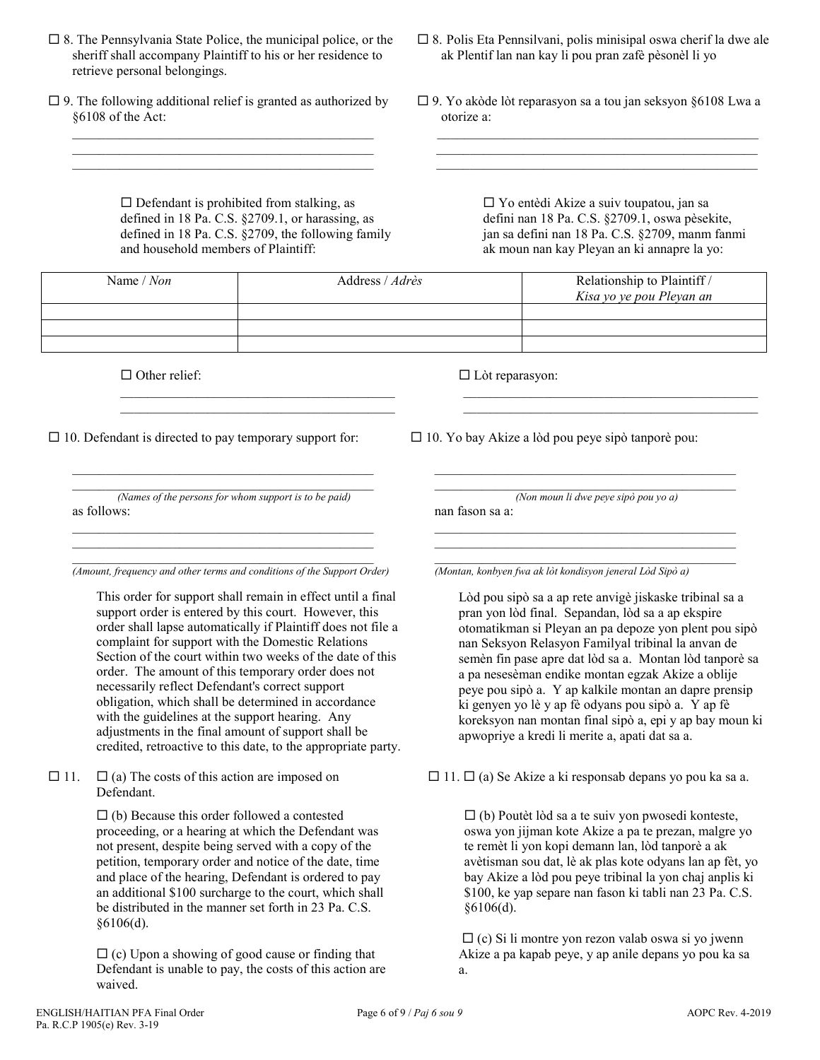☐ 8. The Pennsylvania State Police, the municipal police, or the sheriff shall accompany Plaintiff to his or her residence to retrieve personal belongings.

☐ 8. Polis Eta Pennsilvani, polis minisipal oswa cherif la dwe ale ak Plentif lan nan kay li pou pran zafè pèsonèl li yo

☐ 9. The following additional relief is granted as authorized by §6108 of the Act:

______________________________________________
______________________________________________
______________________________________________

☐ 9. Yo akòde lòt reparasyon sa a tou jan seksyon §6108 Lwa a otorize a:

______________________________________________
______________________________________________
______________________________________________

☐ Defendant is prohibited from stalking, as defined in 18 Pa. C.S. §2709.1, or harassing, as defined in 18 Pa. C.S. §2709, the following family and household members of Plaintiff:

☐ Yo entèdi Akize a suiv toupatou, jan sa defini nan 18 Pa. C.S. §2709.1, oswa pèsekite, jan sa defini nan 18 Pa. C.S. §2709, manm fanmi ak moun nan kay Pleyan an ki annapre la yo:

| Name / *Non* | Address / *Adrès* | Relationship to Plaintiff / *Kisa yo ye pou Pleyan an* |
|---|---|---|
| | | |
| | | |
| | | |

☐ Other relief:

______________________________________________
______________________________________________

☐ Lòt reparasyon:

______________________________________________
______________________________________________

☐ 10. Defendant is directed to pay temporary support for:

______________________________________________
______________________________________________
*(Names of the persons for whom support is to be paid)*

as follows:

______________________________________________
______________________________________________
______________________________________________
*(Amount, frequency and other terms and conditions of the Support Order)*

This order for support shall remain in effect until a final support order is entered by this court. However, this order shall lapse automatically if Plaintiff does not file a complaint for support with the Domestic Relations Section of the court within two weeks of the date of this order. The amount of this temporary order does not necessarily reflect Defendant's correct support obligation, which shall be determined in accordance with the guidelines at the support hearing. Any adjustments in the final amount of support shall be credited, retroactive to this date, to the appropriate party.

☐ 10. Yo bay Akize a lòd pou peye sipò tanporè pou:

______________________________________________
______________________________________________
*(Non moun li dwe peye sipò pou yo a)*

nan fason sa a:

______________________________________________
______________________________________________
______________________________________________
*(Montan, konbyen fwa ak lòt kondisyon jeneral Lòd Sipò a)*

Lòd pou sipò sa a ap rete anvigè jiskaske tribinal sa a pran yon lòd final. Sepandan, lòd sa a ap ekspire otomatikman si Pleyan an pa depoze yon plent pou sipò nan Seksyon Relasyon Familyal tribinal la anvan de semèn fin pase apre dat lòd sa a. Montan lòd tanporè sa a pa nesesèman endike montan egzak Akize a oblije peye pou sipò a. Y ap kalkile montan an dapre prensip ki genyen yo lè y ap fè odyans pou sipò a. Y ap fè koreksyon nan montan final sipò a, epi y ap bay moun ki apwopriye a kredi li merite a, apati dat sa a.

☐ 11. ☐ (a) The costs of this action are imposed on Defendant.

☐ (b) Because this order followed a contested proceeding, or a hearing at which the Defendant was not present, despite being served with a copy of the petition, temporary order and notice of the date, time and place of the hearing, Defendant is ordered to pay an additional $100 surcharge to the court, which shall be distributed in the manner set forth in 23 Pa. C.S. §6106(d).

☐ (c) Upon a showing of good cause or finding that Defendant is unable to pay, the costs of this action are waived.

☐ 11. ☐ (a) Se Akize a ki responsab depans yo pou ka sa a.

☐ (b) Poutèt lòd sa a te suiv yon pwosedi konteste, oswa yon jijman kote Akize a pa te prezan, malgre yo te remèt li yon kopi demann lan, lòd tanporè a ak avètisman sou dat, lè ak plas kote odyans lan ap fèt, yo bay Akize a lòd pou peye tribinal la yon chaj anplis ki $100, ke yap separe nan fason ki tabli nan 23 Pa. C.S. §6106(d).

☐ (c) Si li montre yon rezon valab oswa si yo jwenn Akize a pa kapab peye, y ap anile depans yo pou ka sa a.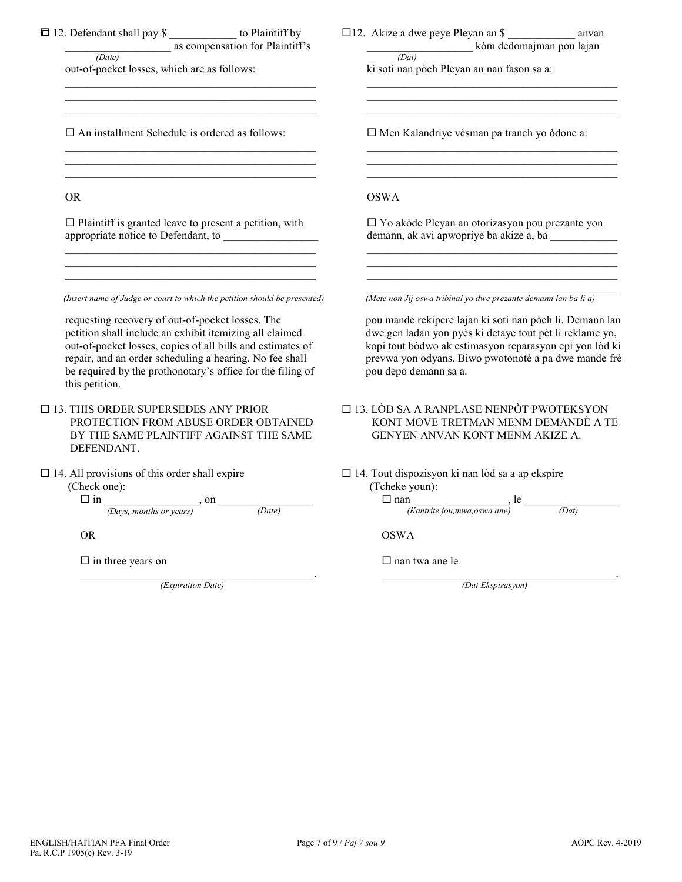☐ 12. Defendant shall pay $ ____________ to Plaintiff by ___________________ as compensation for Plaintiff's
*(Date)*
out-of-pocket losses, which are as follows:

_______________________________________________
_______________________________________________
_______________________________________________

☐ An installment Schedule is ordered as follows:

_______________________________________________
_______________________________________________
_______________________________________________

OR

☐ Plaintiff is granted leave to present a petition, with appropriate notice to Defendant, to _________________

_______________________________________________
_______________________________________________
_______________________________________________
_______________________________________________
*(Insert name of Judge or court to which the petition should be presented)*

requesting recovery of out-of-pocket losses. The petition shall include an exhibit itemizing all claimed out-of-pocket losses, copies of all bills and estimates of repair, and an order scheduling a hearing. No fee shall be required by the prothonotary's office for the filing of this petition.

☐ 13. THIS ORDER SUPERSEDES ANY PRIOR PROTECTION FROM ABUSE ORDER OBTAINED BY THE SAME PLAINTIFF AGAINST THE SAME DEFENDANT.

☐ 14. All provisions of this order shall expire (Check one):

☐ in _________________, on _________________
*(Days, months or years)* *(Date)*

OR

☐ in three years on
_____________________________________________.
*(Expiration Date)*

☐12. Akize a dwe peye Pleyan an $ ____________ anvan ___________________ kòm dedomajman pou lajan
*(Dat)*
ki soti nan pòch Pleyan an nan fason sa a:

_______________________________________________
_______________________________________________
_______________________________________________

☐ Men Kalandriye vèsman pa tranch yo òdone a:

_______________________________________________
_______________________________________________
_______________________________________________

OSWA

☐ Yo akòde Pleyan an otorizasyon pou prezante yon demann, ak avi apwopriye ba akize a, ba ____________

_______________________________________________
_______________________________________________
_______________________________________________
_______________________________________________
*(Mete non Jij oswa tribinal yo dwe prezante demann lan ba li a)*

pou mande rekipere lajan ki soti nan pòch li. Demann lan dwe gen ladan yon pyès ki detaye tout pèt li reklame yo, kopi tout bòdwo ak estimasyon reparasyon epi yon lòd ki prevwa yon odyans. Biwo pwotonotè a pa dwe mande frè pou depo demann sa a.

☐ 13. LÒD SA A RANPLASE NENPÒT PWOTEKSYON KONT MOVE TRETMAN MENM DEMANDÈ A TE GENYEN ANVAN KONT MENM AKIZE A.

☐ 14. Tout dispozisyon ki nan lòd sa a ap ekspire (Tcheke youn):

☐ nan _________________, le _________________
*(Kantrite jou,mwa,oswa ane)* *(Dat)*

OSWA

☐ nan twa ane le
_____________________________________________.
*(Dat Ekspirasyon)*

ENGLISH/HAITIAN PFA Final Order
Pa. R.C.P 1905(e) Rev. 3-19

AOPC Rev. 4-2019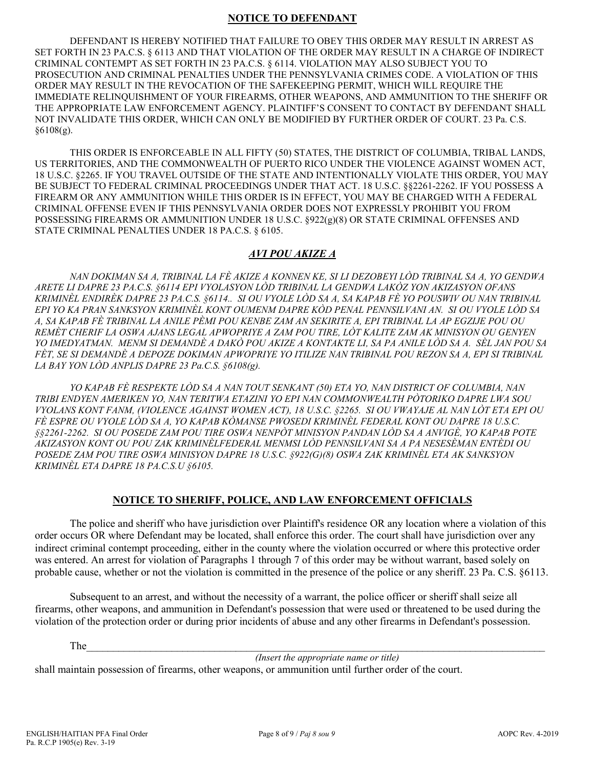## NOTICE TO DEFENDANT

DEFENDANT IS HEREBY NOTIFIED THAT FAILURE TO OBEY THIS ORDER MAY RESULT IN ARREST AS SET FORTH IN 23 PA.C.S. § 6113 AND THAT VIOLATION OF THE ORDER MAY RESULT IN A CHARGE OF INDIRECT CRIMINAL CONTEMPT AS SET FORTH IN 23 PA.C.S. § 6114. VIOLATION MAY ALSO SUBJECT YOU TO PROSECUTION AND CRIMINAL PENALTIES UNDER THE PENNSYLVANIA CRIMES CODE. A VIOLATION OF THIS ORDER MAY RESULT IN THE REVOCATION OF THE SAFEKEEPING PERMIT, WHICH WILL REQUIRE THE IMMEDIATE RELINQUISHMENT OF YOUR FIREARMS, OTHER WEAPONS, AND AMMUNITION TO THE SHERIFF OR THE APPROPRIATE LAW ENFORCEMENT AGENCY. PLAINTIFF'S CONSENT TO CONTACT BY DEFENDANT SHALL NOT INVALIDATE THIS ORDER, WHICH CAN ONLY BE MODIFIED BY FURTHER ORDER OF COURT. 23 Pa. C.S. §6108(g).

THIS ORDER IS ENFORCEABLE IN ALL FIFTY (50) STATES, THE DISTRICT OF COLUMBIA, TRIBAL LANDS, US TERRITORIES, AND THE COMMONWEALTH OF PUERTO RICO UNDER THE VIOLENCE AGAINST WOMEN ACT, 18 U.S.C. §2265. IF YOU TRAVEL OUTSIDE OF THE STATE AND INTENTIONALLY VIOLATE THIS ORDER, YOU MAY BE SUBJECT TO FEDERAL CRIMINAL PROCEEDINGS UNDER THAT ACT. 18 U.S.C. §§2261-2262. IF YOU POSSESS A FIREARM OR ANY AMMUNITION WHILE THIS ORDER IS IN EFFECT, YOU MAY BE CHARGED WITH A FEDERAL CRIMINAL OFFENSE EVEN IF THIS PENNSYLVANIA ORDER DOES NOT EXPRESSLY PROHIBIT YOU FROM POSSESSING FIREARMS OR AMMUNITION UNDER 18 U.S.C. §922(g)(8) OR STATE CRIMINAL OFFENSES AND STATE CRIMINAL PENALTIES UNDER 18 PA.C.S. § 6105.

## *AVI POU AKIZE A*

*NAN DOKIMAN SA A, TRIBINAL LA FÈ AKIZE A KONNEN KE, SI LI DEZOBEYI LÒD TRIBINAL SA A, YO GENDWA ARETE LI DAPRE 23 PA.C.S. §6114 EPI VYOLASYON LÒD TRIBINAL LA GENDWA LAKÒZ YON AKIZASYON OFANS KRIMINÈL ENDIRÈK DAPRE 23 PA.C.S. §6114.. SI OU VYOLE LÒD SA A, SA KAPAB FÈ YO POUSWIV OU NAN TRIBINAL EPI YO KA PRAN SANKSYON KRIMINÈL KONT OUMENM DAPRE KÒD PENAL PENNSILVANI AN. SI OU VYOLE LÒD SA A, SA KAPAB FÈ TRIBINAL LA ANILE PÈMI POU KENBE ZAM AN SEKIRITE A, EPI TRIBINAL LA AP EGZIJE POU OU REMÈT CHERIF LA OSWA AJANS LEGAL APWOPRIYE A ZAM POU TIRE, LÒT KALITE ZAM AK MINISYON OU GENYEN YO IMEDYATMAN. MENM SI DEMANDÈ A DAKÒ POU AKIZE A KONTAKTE LI, SA PA ANILE LÒD SA A. SÈL JAN POU SA FÈT, SE SI DEMANDÈ A DEPOZE DOKIMAN APWOPRIYE YO ITILIZE NAN TRIBINAL POU REZON SA A, EPI SI TRIBINAL LA BAY YON LÒD ANPLIS DAPRE 23 Pa.C.S. §6108(g).*

*YO KAPAB FÈ RESPEKTE LÒD SA A NAN TOUT SENKANT (50) ETA YO, NAN DISTRICT OF COLUMBIA, NAN TRIBI ENDYEN AMERIKEN YO, NAN TERITWA ETAZINI YO EPI NAN COMMONWEALTH PÒTORIKO DAPRE LWA SOU VYOLANS KONT FANM, (VIOLENCE AGAINST WOMEN ACT), 18 U.S.C. §2265. SI OU VWAYAJE AL NAN LÒT ETA EPI OU FÈ ESPRE OU VYOLE LÒD SA A, YO KAPAB KÒMANSE PWOSEDI KRIMINÈL FEDERAL KONT OU DAPRE 18 U.S.C. §§2261-2262. SI OU POSEDE ZAM POU TIRE OSWA NENPÒT MINISYON PANDAN LÒD SA A ANVIGÈ, YO KAPAB POTE AKIZASYON KONT OU POU ZAK KRIMINÈLFEDERAL MENMSI LÒD PENNSILVANI SA A PA NESESÈMAN ENTÈDI OU POSEDE ZAM POU TIRE OSWA MINISYON DAPRE 18 U.S.C. §922(G)(8) OSWA ZAK KRIMINÈL ETA AK SANKSYON KRIMINÈL ETA DAPRE 18 PA.C.S.U §6105.*

## NOTICE TO SHERIFF, POLICE, AND LAW ENFORCEMENT OFFICIALS

The police and sheriff who have jurisdiction over Plaintiff's residence OR any location where a violation of this order occurs OR where Defendant may be located, shall enforce this order. The court shall have jurisdiction over any indirect criminal contempt proceeding, either in the county where the violation occurred or where this protective order was entered. An arrest for violation of Paragraphs 1 through 7 of this order may be without warrant, based solely on probable cause, whether or not the violation is committed in the presence of the police or any sheriff. 23 Pa. C.S. §6113.

Subsequent to an arrest, and without the necessity of a warrant, the police officer or sheriff shall seize all firearms, other weapons, and ammunition in Defendant's possession that were used or threatened to be used during the violation of the protection order or during prior incidents of abuse and any other firearms in Defendant's possession.

The\_\_\_\_\_\_\_\_\_\_\_\_\_\_\_\_\_\_\_\_\_\_\_\_\_\_\_\_\_\_\_\_\_\_\_\_\_\_\_\_\_\_\_\_\_\_\_\_\_\_\_\_\_\_\_\_\_\_\_\_
*(Insert the appropriate name or title)*
shall maintain possession of firearms, other weapons, or ammunition until further order of the court.

ENGLISH/HAITIAN PFA Final Order
Pa. R.C.P 1905(e) Rev. 3-19
AOPC Rev. 4-2019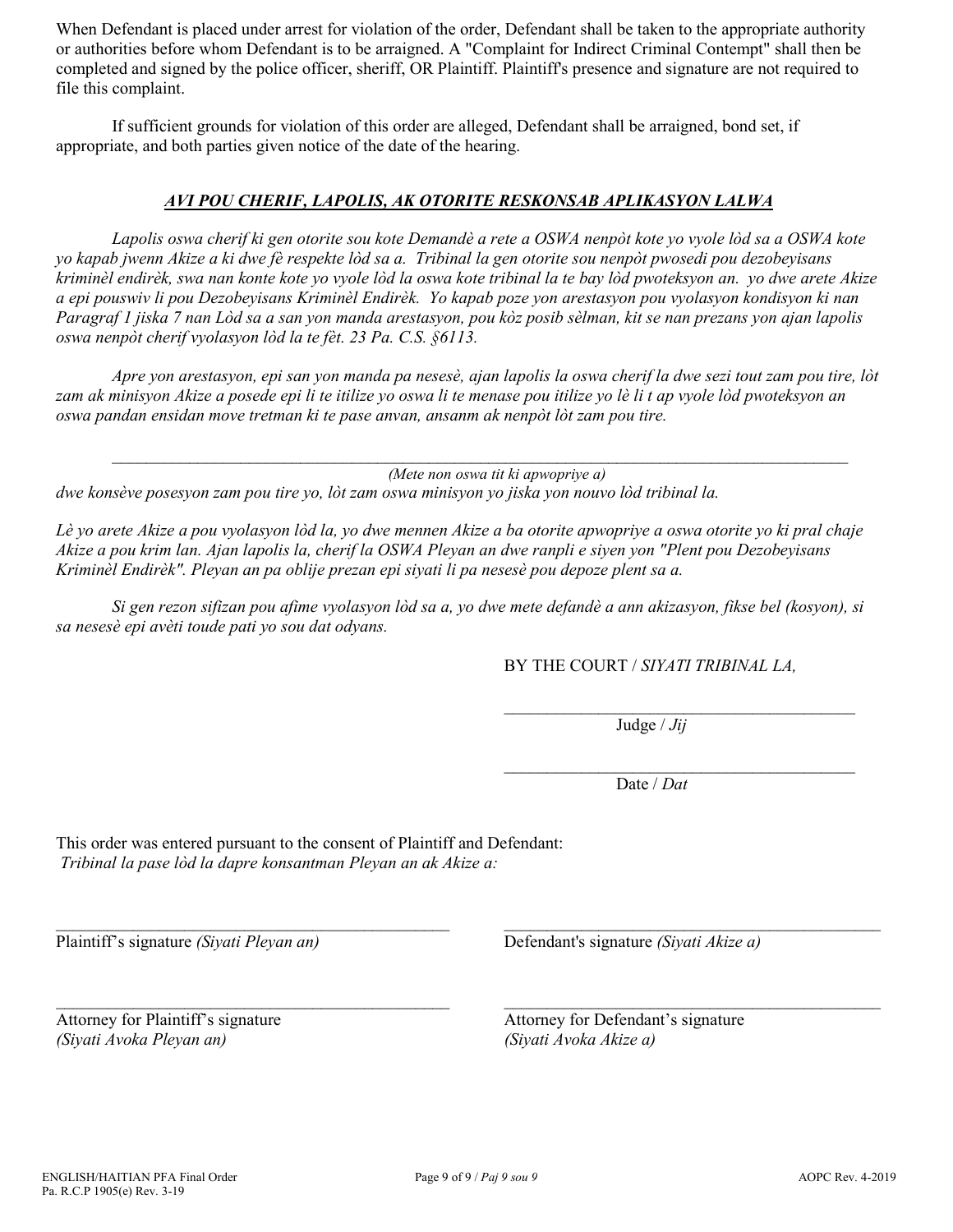When Defendant is placed under arrest for violation of the order, Defendant shall be taken to the appropriate authority or authorities before whom Defendant is to be arraigned. A "Complaint for Indirect Criminal Contempt" shall then be completed and signed by the police officer, sheriff, OR Plaintiff. Plaintiff's presence and signature are not required to file this complaint.

If sufficient grounds for violation of this order are alleged, Defendant shall be arraigned, bond set, if appropriate, and both parties given notice of the date of the hearing.

### *AVI POU CHERIF, LAPOLIS, AK OTORITE RESKONSAB APLIKASYON LALWA*

*Lapolis oswa cherif ki gen otorite sou kote Demandè a rete a OSWA nenpòt kote yo vyole lòd sa a OSWA kote yo kapab jwenn Akize a ki dwe fè respekte lòd sa a. Tribinal la gen otorite sou nenpòt pwosedi pou dezobeyisans kriminèl endirèk, swa nan konte kote yo vyole lòd la oswa kote tribinal la te bay lòd pwoteksyon an. yo dwe arete Akize a epi pouswiv li pou Dezobeyisans Kriminèl Endirèk. Yo kapab poze yon arestasyon pou vyolasyon kondisyon ki nan Paragraf 1 jiska 7 nan Lòd sa a san yon manda arestasyon, pou kòz posib sèlman, kit se nan prezans yon ajan lapolis oswa nenpòt cherif vyolasyon lòd la te fèt. 23 Pa. C.S. §6113.*

*Apre yon arestasyon, epi san yon manda pa nesesè, ajan lapolis la oswa cherif la dwe sezi tout zam pou tire, lòt zam ak minisyon Akize a posede epi li te itilize yo oswa li te menase pou itilize yo lè li t ap vyole lòd pwoteksyon an oswa pandan ensidan move tretman ki te pase anvan, ansanm ak nenpòt lòt zam pou tire.*

\_\_\_\_\_\_\_\_\_\_\_\_\_\_\_\_\_\_\_\_\_\_\_\_\_\_\_\_\_\_\_\_\_\_\_\_\_\_\_\_\_\_\_\_\_\_\_\_\_\_\_\_\_\_\_\_\_\_\_\_\_\_\_\_\_\_\_\_\_\_\_\_\_\_\_\_\_\_
*(Mete non oswa tit ki apwopriye a)*
*dwe konsève posesyon zam pou tire yo, lòt zam oswa minisyon yo jiska yon nouvo lòd tribinal la.*

*Lè yo arete Akize a pou vyolasyon lòd la, yo dwe mennen Akize a ba otorite apwopriye a oswa otorite yo ki pral chaje Akize a pou krim lan. Ajan lapolis la, cherif la OSWA Pleyan an dwe ranpli e siyen yon "Plent pou Dezobeyisans Kriminèl Endirèk". Pleyan an pa oblije prezan epi siyati li pa nesesè pou depoze plent sa a.*

*Si gen rezon sifizan pou afime vyolasyon lòd sa a, yo dwe mete defandè a ann akizasyon, fikse bel (kosyon), si sa nesesè epi avèti toude pati yo sou dat odyans.*

BY THE COURT / *SIYATI TRIBINAL LA,*

\_\_\_\_\_\_\_\_\_\_\_\_\_\_\_\_\_\_\_\_\_\_\_\_\_\_\_\_\_\_\_\_\_\_\_\_\_\_\_\_
Judge / *Jij*

\_\_\_\_\_\_\_\_\_\_\_\_\_\_\_\_\_\_\_\_\_\_\_\_\_\_\_\_\_\_\_\_\_\_\_\_\_\_\_\_
Date / *Dat*

This order was entered pursuant to the consent of Plaintiff and Defendant:
*Tribinal la pase lòd la dapre konsantman Pleyan an ak Akize a:*

\_\_\_\_\_\_\_\_\_\_\_\_\_\_\_\_\_\_\_\_\_\_\_\_\_\_\_\_\_\_\_\_\_\_\_\_\_\_\_\_
Plaintiff's signature *(Siyati Pleyan an)*

\_\_\_\_\_\_\_\_\_\_\_\_\_\_\_\_\_\_\_\_\_\_\_\_\_\_\_\_\_\_\_\_\_\_\_\_\_\_\_\_
Defendant's signature *(Siyati Akize a)*

\_\_\_\_\_\_\_\_\_\_\_\_\_\_\_\_\_\_\_\_\_\_\_\_\_\_\_\_\_\_\_\_\_\_\_\_\_\_\_\_
Attorney for Plaintiff's signature
*(Siyati Avoka Pleyan an)*

\_\_\_\_\_\_\_\_\_\_\_\_\_\_\_\_\_\_\_\_\_\_\_\_\_\_\_\_\_\_\_\_\_\_\_\_\_\_\_\_
Attorney for Defendant's signature
*(Siyati Avoka Akize a)*